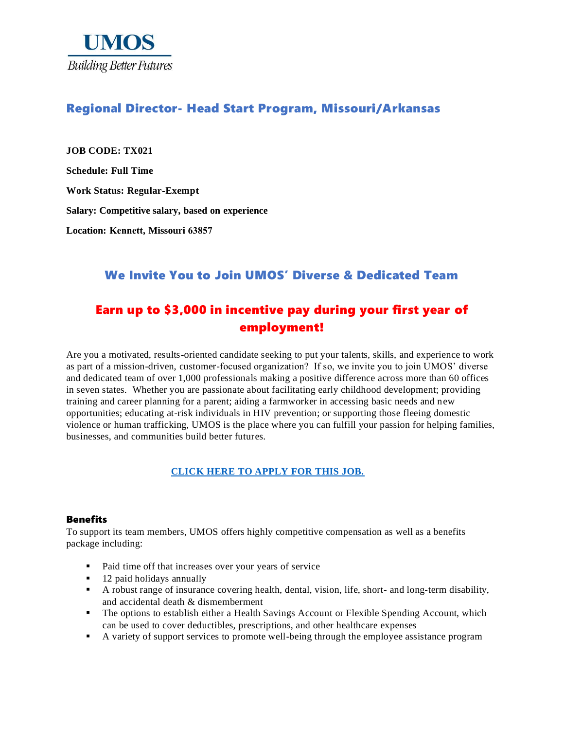UMOS

*Building Better Futures*

## Regional Director- Head Start Program, Missouri/Arkansas

**JOB CODE: TX021**

**Schedule: Full Time**

**Work Status: Regular-Exempt**

**Salary: Competitive salary, based on experience**

**Location: Kennett, Missouri 63857**

## We Invite You to Join UMOS' Diverse & Dedicated Team

## Earn up to $3,000 in incentive pay during your first year of employment!

Are you a motivated, results-oriented candidate seeking to put your talents, skills, and experience to work as part of a mission-driven, customer-focused organization? If so, we invite you to join UMOS' diverse and dedicated team of over 1,000 professionals making a positive difference across more than 60 offices in seven states. Whether you are passionate about facilitating early childhood development; providing training and career planning for a parent; aiding a farmworker in accessing basic needs and new opportunities; educating at-risk individuals in HIV prevention; or supporting those fleeing domestic violence or human trafficking, UMOS is the place where you can fulfill your passion for helping families, businesses, and communities build better futures.

**CLICK HERE TO APPLY FOR THIS JOB.**

### Benefits

To support its team members, UMOS offers highly competitive compensation as well as a benefits package including:

- Paid time off that increases over your years of service
- 12 paid holidays annually
- A robust range of insurance covering health, dental, vision, life, short- and long-term disability, and accidental death & dismemberment
- The options to establish either a Health Savings Account or Flexible Spending Account, which can be used to cover deductibles, prescriptions, and other healthcare expenses
- A variety of support services to promote well-being through the employee assistance program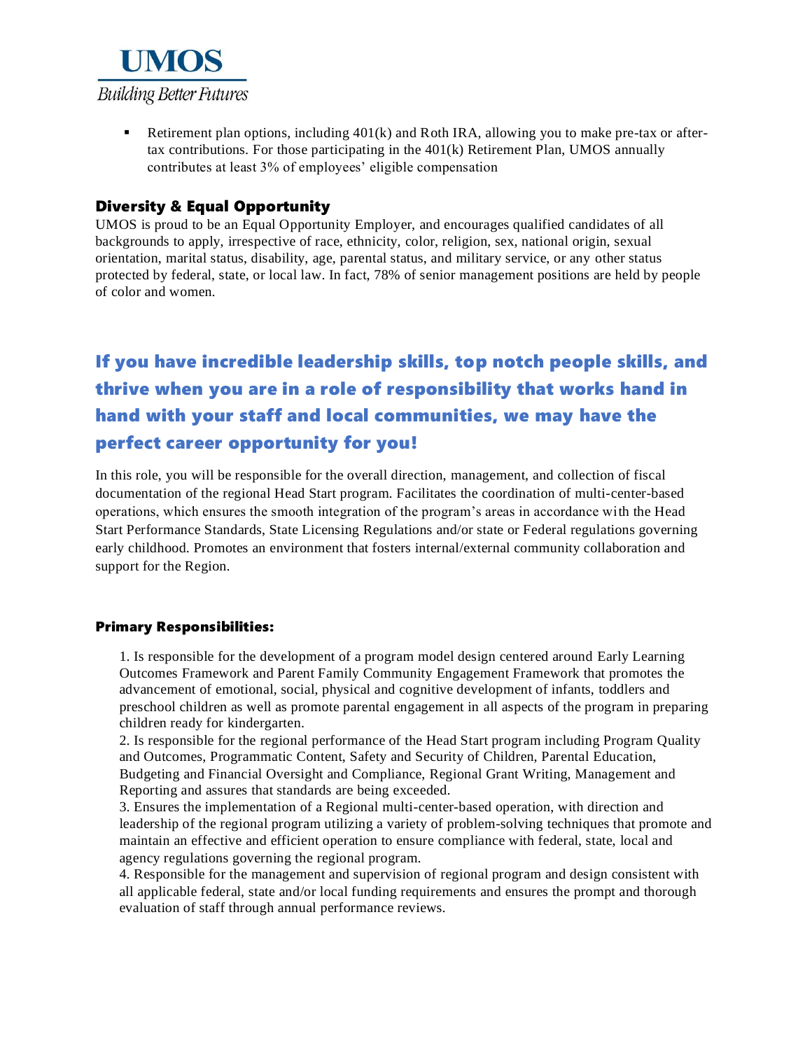- Retirement plan options, including 401(k) and Roth IRA, allowing you to make pre-tax or after-tax contributions. For those participating in the 401(k) Retirement Plan, UMOS annually contributes at least 3% of employees' eligible compensation

## Diversity & Equal Opportunity

UMOS is proud to be an Equal Opportunity Employer, and encourages qualified candidates of all backgrounds to apply, irrespective of race, ethnicity, color, religion, sex, national origin, sexual orientation, marital status, disability, age, parental status, and military service, or any other status protected by federal, state, or local law. In fact, 78% of senior management positions are held by people of color and women.

## If you have incredible leadership skills, top notch people skills, and thrive when you are in a role of responsibility that works hand in hand with your staff and local communities, we may have the perfect career opportunity for you!

In this role, you will be responsible for the overall direction, management, and collection of fiscal documentation of the regional Head Start program. Facilitates the coordination of multi-center-based operations, which ensures the smooth integration of the program's areas in accordance with the Head Start Performance Standards, State Licensing Regulations and/or state or Federal regulations governing early childhood. Promotes an environment that fosters internal/external community collaboration and support for the Region.

### Primary Responsibilities:

1. Is responsible for the development of a program model design centered around Early Learning Outcomes Framework and Parent Family Community Engagement Framework that promotes the advancement of emotional, social, physical and cognitive development of infants, toddlers and preschool children as well as promote parental engagement in all aspects of the program in preparing children ready for kindergarten.
2. Is responsible for the regional performance of the Head Start program including Program Quality and Outcomes, Programmatic Content, Safety and Security of Children, Parental Education, Budgeting and Financial Oversight and Compliance, Regional Grant Writing, Management and Reporting and assures that standards are being exceeded.
3. Ensures the implementation of a Regional multi-center-based operation, with direction and leadership of the regional program utilizing a variety of problem-solving techniques that promote and maintain an effective and efficient operation to ensure compliance with federal, state, local and agency regulations governing the regional program.
4. Responsible for the management and supervision of regional program and design consistent with all applicable federal, state and/or local funding requirements and ensures the prompt and thorough evaluation of staff through annual performance reviews.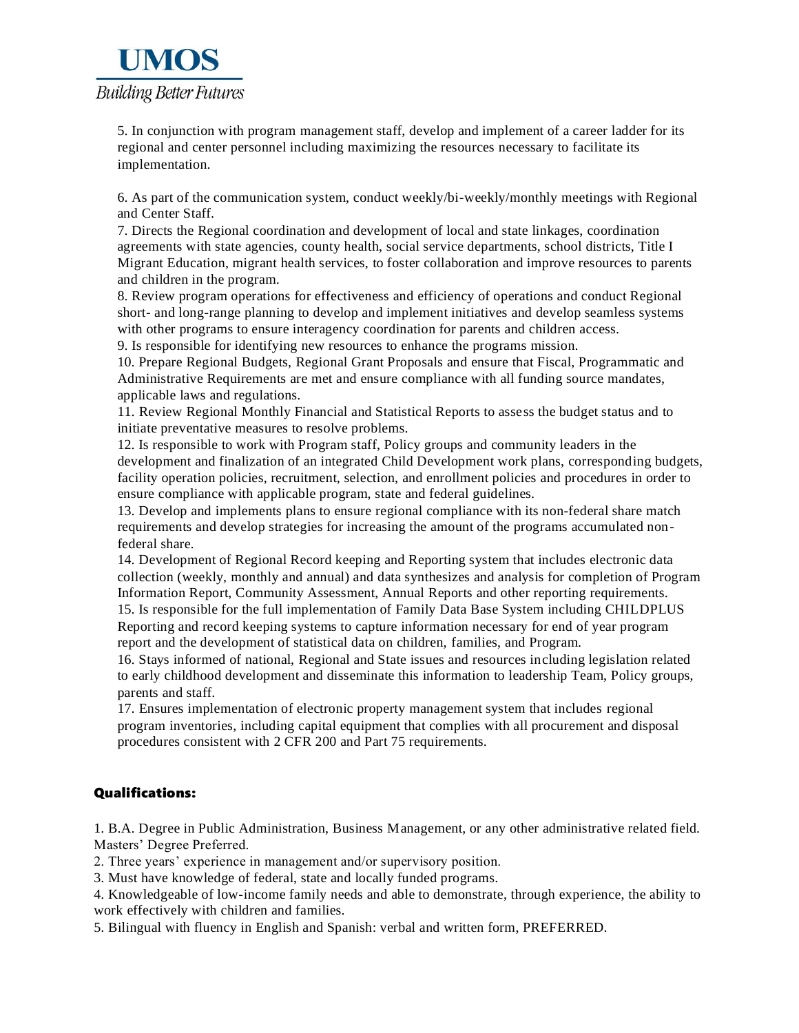5. In conjunction with program management staff, develop and implement of a career ladder for its regional and center personnel including maximizing the resources necessary to facilitate its implementation.

6. As part of the communication system, conduct weekly/bi-weekly/monthly meetings with Regional and Center Staff.
7. Directs the Regional coordination and development of local and state linkages, coordination agreements with state agencies, county health, social service departments, school districts, Title I Migrant Education, migrant health services, to foster collaboration and improve resources to parents and children in the program.
8. Review program operations for effectiveness and efficiency of operations and conduct Regional short- and long-range planning to develop and implement initiatives and develop seamless systems with other programs to ensure interagency coordination for parents and children access.
9. Is responsible for identifying new resources to enhance the programs mission.
10. Prepare Regional Budgets, Regional Grant Proposals and ensure that Fiscal, Programmatic and Administrative Requirements are met and ensure compliance with all funding source mandates, applicable laws and regulations.
11. Review Regional Monthly Financial and Statistical Reports to assess the budget status and to initiate preventative measures to resolve problems.
12. Is responsible to work with Program staff, Policy groups and community leaders in the development and finalization of an integrated Child Development work plans, corresponding budgets, facility operation policies, recruitment, selection, and enrollment policies and procedures in order to ensure compliance with applicable program, state and federal guidelines.
13. Develop and implements plans to ensure regional compliance with its non-federal share match requirements and develop strategies for increasing the amount of the programs accumulated non-federal share.
14. Development of Regional Record keeping and Reporting system that includes electronic data collection (weekly, monthly and annual) and data synthesizes and analysis for completion of Program Information Report, Community Assessment, Annual Reports and other reporting requirements.
15. Is responsible for the full implementation of Family Data Base System including CHILDPLUS Reporting and record keeping systems to capture information necessary for end of year program report and the development of statistical data on children, families, and Program.
16. Stays informed of national, Regional and State issues and resources including legislation related to early childhood development and disseminate this information to leadership Team, Policy groups, parents and staff.
17. Ensures implementation of electronic property management system that includes regional program inventories, including capital equipment that complies with all procurement and disposal procedures consistent with 2 CFR 200 and Part 75 requirements.

## Qualifications:

1. B.A. Degree in Public Administration, Business Management, or any other administrative related field. Masters' Degree Preferred.
2. Three years' experience in management and/or supervisory position.
3. Must have knowledge of federal, state and locally funded programs.
4. Knowledgeable of low-income family needs and able to demonstrate, through experience, the ability to work effectively with children and families.
5. Bilingual with fluency in English and Spanish: verbal and written form, PREFERRED.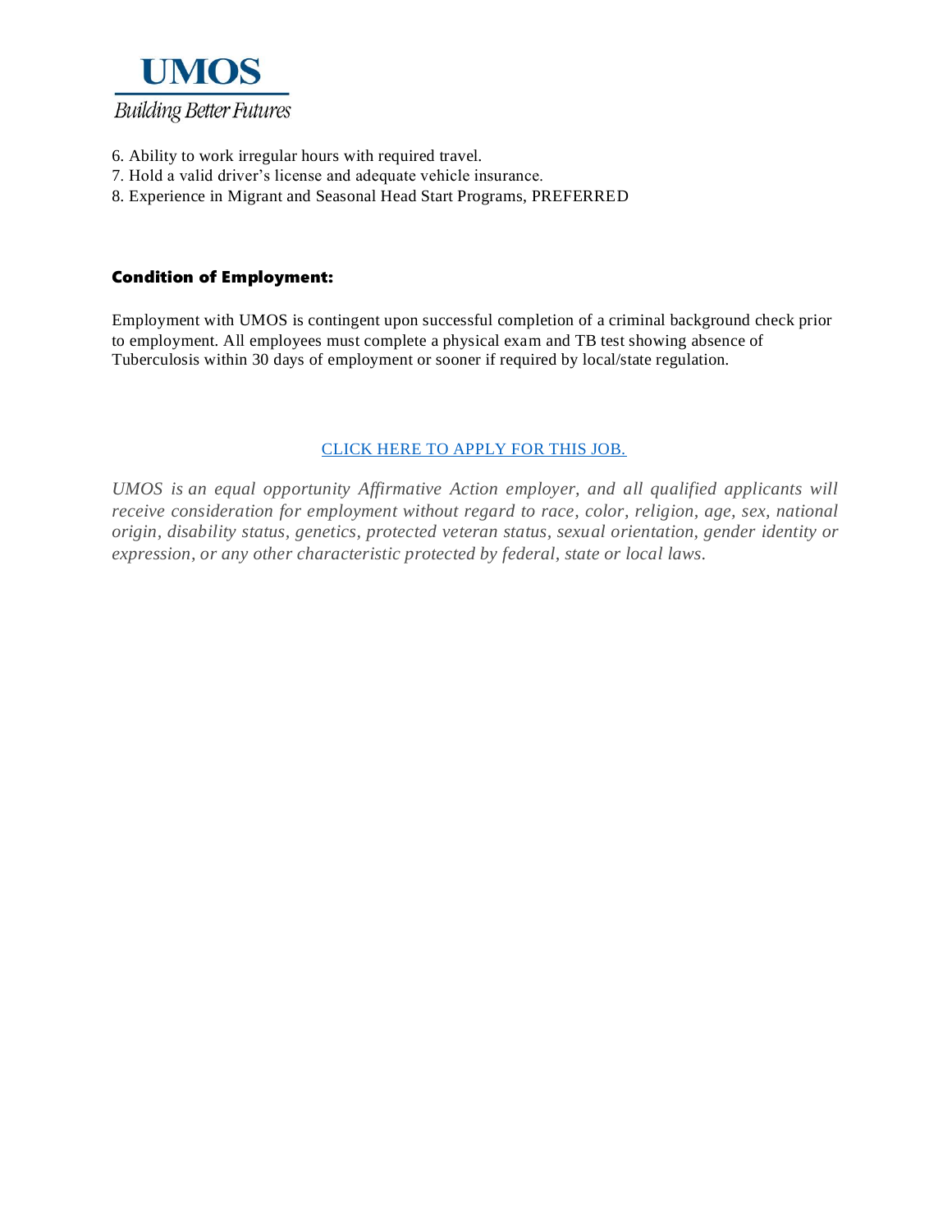6. Ability to work irregular hours with required travel.
7. Hold a valid driver's license and adequate vehicle insurance.
8. Experience in Migrant and Seasonal Head Start Programs, PREFERRED

**Condition of Employment:**

Employment with UMOS is contingent upon successful completion of a criminal background check prior to employment. All employees must complete a physical exam and TB test showing absence of Tuberculosis within 30 days of employment or sooner if required by local/state regulation.

CLICK HERE TO APPLY FOR THIS JOB.

*UMOS is an equal opportunity Affirmative Action employer, and all qualified applicants will receive consideration for employment without regard to race, color, religion, age, sex, national origin, disability status, genetics, protected veteran status, sexual orientation, gender identity or expression, or any other characteristic protected by federal, state or local laws.*